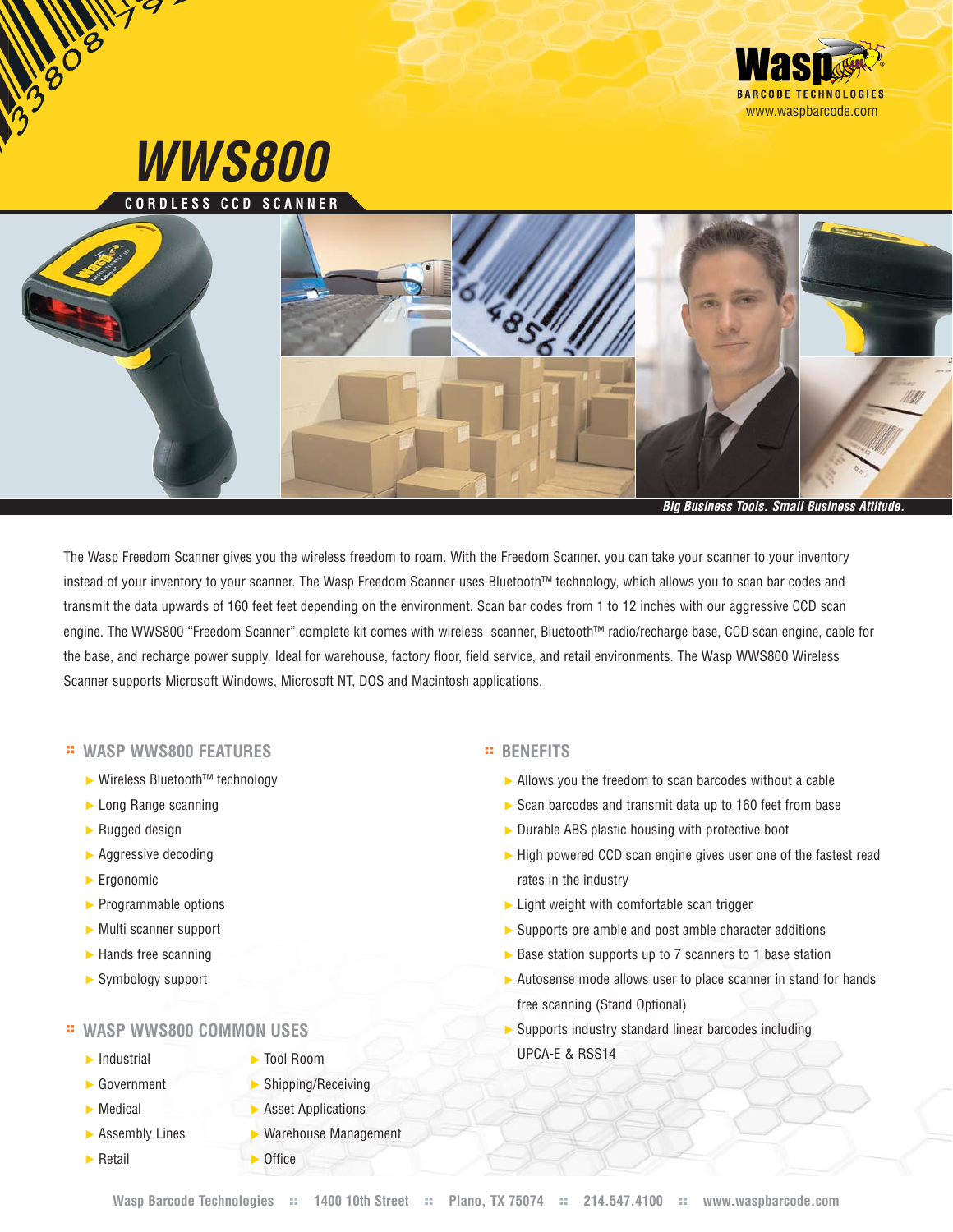Wasp BARCODE TECHNOLOGIES
www.waspbarcode.com

# WWS800

CORDLESS CCD SCANNER

***Big Business Tools. Small Business Attitude.***

The Wasp Freedom Scanner gives you the wireless freedom to roam. With the Freedom Scanner, you can take your scanner to your inventory instead of your inventory to your scanner. The Wasp Freedom Scanner uses Bluetooth™ technology, which allows you to scan bar codes and transmit the data upwards of 160 feet feet depending on the environment. Scan bar codes from 1 to 12 inches with our aggressive CCD scan engine. The WWS800 "Freedom Scanner" complete kit comes with wireless scanner, Bluetooth™ radio/recharge base, CCD scan engine, cable for the base, and recharge power supply. Ideal for warehouse, factory floor, field service, and retail environments. The Wasp WWS800 Wireless Scanner supports Microsoft Windows, Microsoft NT, DOS and Macintosh applications.

## WASP WWS800 FEATURES

- Wireless Bluetooth™ technology
- Long Range scanning
- Rugged design
- Aggressive decoding
- Ergonomic
- Programmable options
- Multi scanner support
- Hands free scanning
- Symbology support

## WASP WWS800 COMMON USES

- Industrial
- Government
- Medical
- Assembly Lines
- Retail
- Tool Room
- Shipping/Receiving
- Asset Applications
- Warehouse Management
- Office

## BENEFITS

- Allows you the freedom to scan barcodes without a cable
- Scan barcodes and transmit data up to 160 feet from base
- Durable ABS plastic housing with protective boot
- High powered CCD scan engine gives user one of the fastest read rates in the industry
- Light weight with comfortable scan trigger
- Supports pre amble and post amble character additions
- Base station supports up to 7 scanners to 1 base station
- Autosense mode allows user to place scanner in stand for hands free scanning (Stand Optional)
- Supports industry standard linear barcodes including UPCA-E & RSS14

Wasp Barcode Technologies :: 1400 10th Street :: Plano, TX 75074 :: 214.547.4100 :: www.waspbarcode.com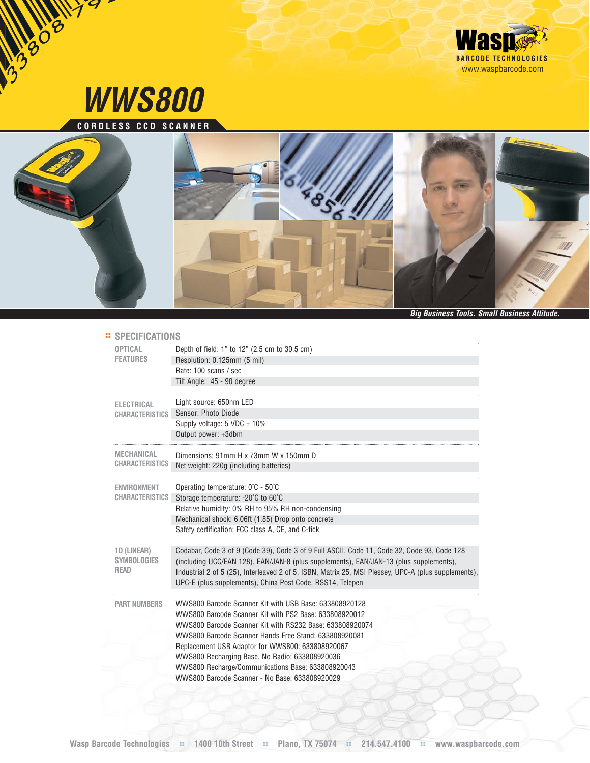Wasp

BARCODE TECHNOLOGIES

www.waspbarcode.com

# WWS800

## CORDLESS CCD SCANNER

*Big Business Tools. Small Business Attitude.*

## SPECIFICATIONS

| | |
|---|---|
| OPTICAL FEATURES | Depth of field: 1" to 12" (2.5 cm to 30.5 cm)<br>Resolution: 0.125mm (5 mil)<br>Rate: 100 scans / sec<br>Tilt Angle: 45 - 90 degree |
| ELECTRICAL CHARACTERISTICS | Light source: 650nm LED<br>Sensor: Photo Diode<br>Supply voltage: 5 VDC ± 10%<br>Output power: +3dbm |
| MECHANICAL CHARACTERISTICS | Dimensions: 91mm H x 73mm W x 150mm D<br>Net weight: 220g (including batteries) |
| ENVIRONMENT CHARACTERISTICS | Operating temperature: 0˚C - 50˚C<br>Storage temperature: -20˚C to 60˚C<br>Relative humidity: 0% RH to 95% RH non-condensing<br>Mechanical shock: 6.06ft (1.85) Drop onto concrete<br>Safety certification: FCC class A, CE, and C-tick |
| 1D (LINEAR) SYMBOLOGIES READ | Codabar, Code 3 of 9 (Code 39), Code 3 of 9 Full ASCII, Code 11, Code 32, Code 93, Code 128 (including UCC/EAN 128), EAN/JAN-8 (plus supplements), EAN/JAN-13 (plus supplements), Industrial 2 of 5 (25), Interleaved 2 of 5, ISBN, Matrix 25, MSI Plessey, UPC-A (plus supplements), UPC-E (plus supplements), China Post Code, RSS14, Telepen |
| PART NUMBERS | WWS800 Barcode Scanner Kit with USB Base: 633808920128<br>WWS800 Barcode Scanner Kit with PS2 Base: 633808920012<br>WWS800 Barcode Scanner Kit with RS232 Base: 633808920074<br>WWS800 Barcode Scanner Hands Free Stand: 633808920081<br>Replacement USB Adaptor for WWS800: 633808920067<br>WWS800 Recharging Base, No Radio: 633808920036<br>WWS800 Recharge/Communications Base: 633808920043<br>WWS800 Barcode Scanner - No Base: 633808920029 |

Wasp Barcode Technologies :: 1400 10th Street :: Plano, TX 75074 :: 214.547.4100 :: www.waspbarcode.com